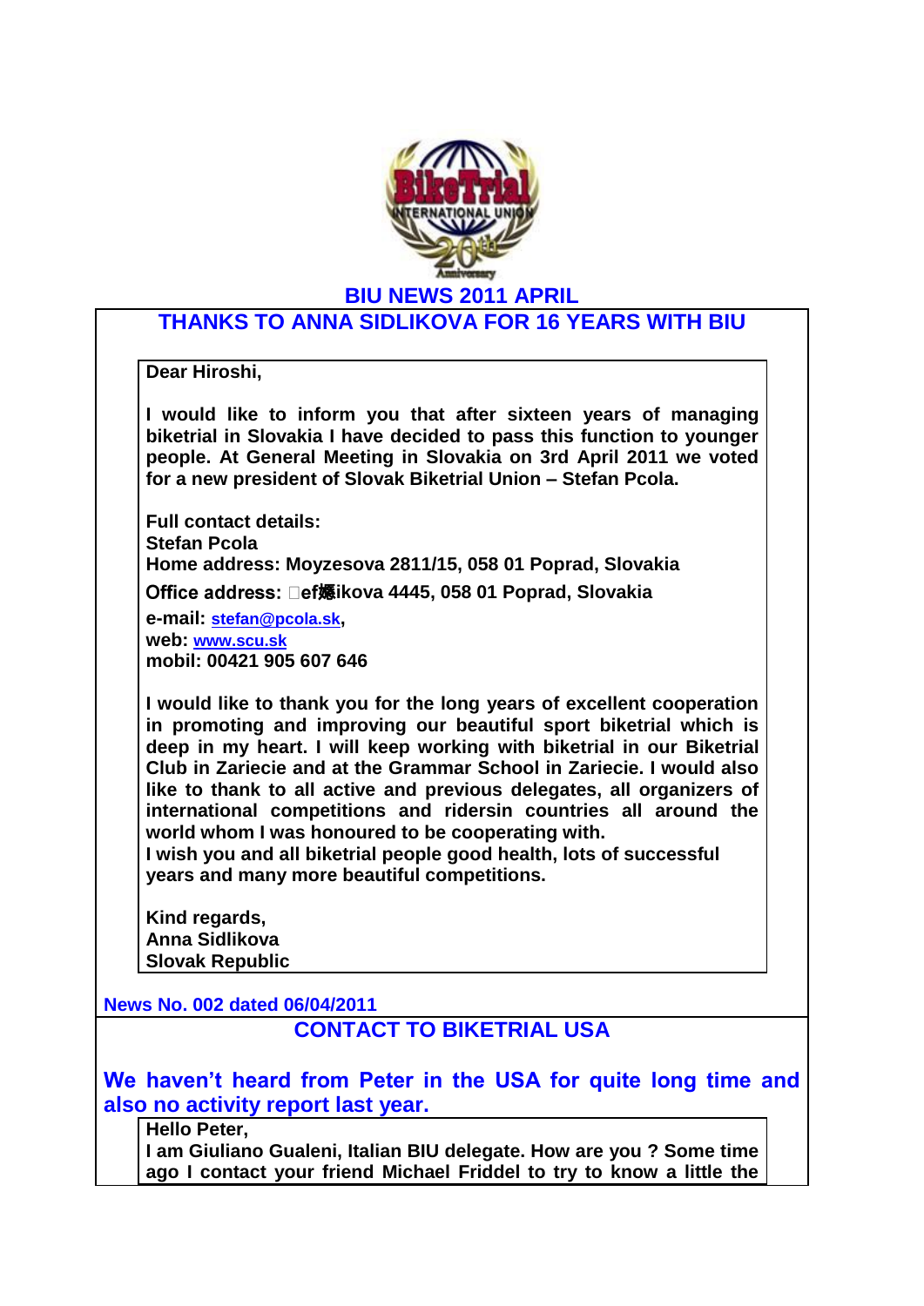# BIU NEWS 2011 APRIL

## THANKS TO ANNA SIDLIKOVA FOR 16 YEARS WITH BIU

**Dear Hiroshi,**

**I would like to inform you that after sixteen years of managing biketrial in Slovakia I have decided to pass this function to younger people. At General Meeting in Slovakia on 3rd April 2011 we voted for a new president of Slovak Biketrial Union – Stefan Pcola.**

**Full contact details:**
**Stefan Pcola**
**Home address: Moyzesova 2811/15, 058 01 Poprad, Slovakia**
**Office address: �ef爆ikova 4445, 058 01 Poprad, Slovakia**
**e-mail: stefan@pcola.sk,**
**web: www.scu.sk**
**mobil: 00421 905 607 646**

**I would like to thank you for the long years of excellent cooperation in promoting and improving our beautiful sport biketrial which is deep in my heart. I will keep working with biketrial in our Biketrial Club in Zariecie and at the Grammar School in Zariecie. I would also like to thank to all active and previous delegates, all organizers of international competitions and ridersin countries all around the world whom I was honoured to be cooperating with.**
**I wish you and all biketrial people good health, lots of successful years and many more beautiful competitions.**

**Kind regards,**
**Anna Sidlikova**
**Slovak Republic**

News No. 002 dated 06/04/2011

## CONTACT TO BIKETRIAL USA

**We haven't heard from Peter in the USA for quite long time and also no activity report last year.**

**Hello Peter,**
**I am Giuliano Gualeni, Italian BIU delegate. How are you ? Some time ago I contact your friend Michael Friddel to try to know a little the**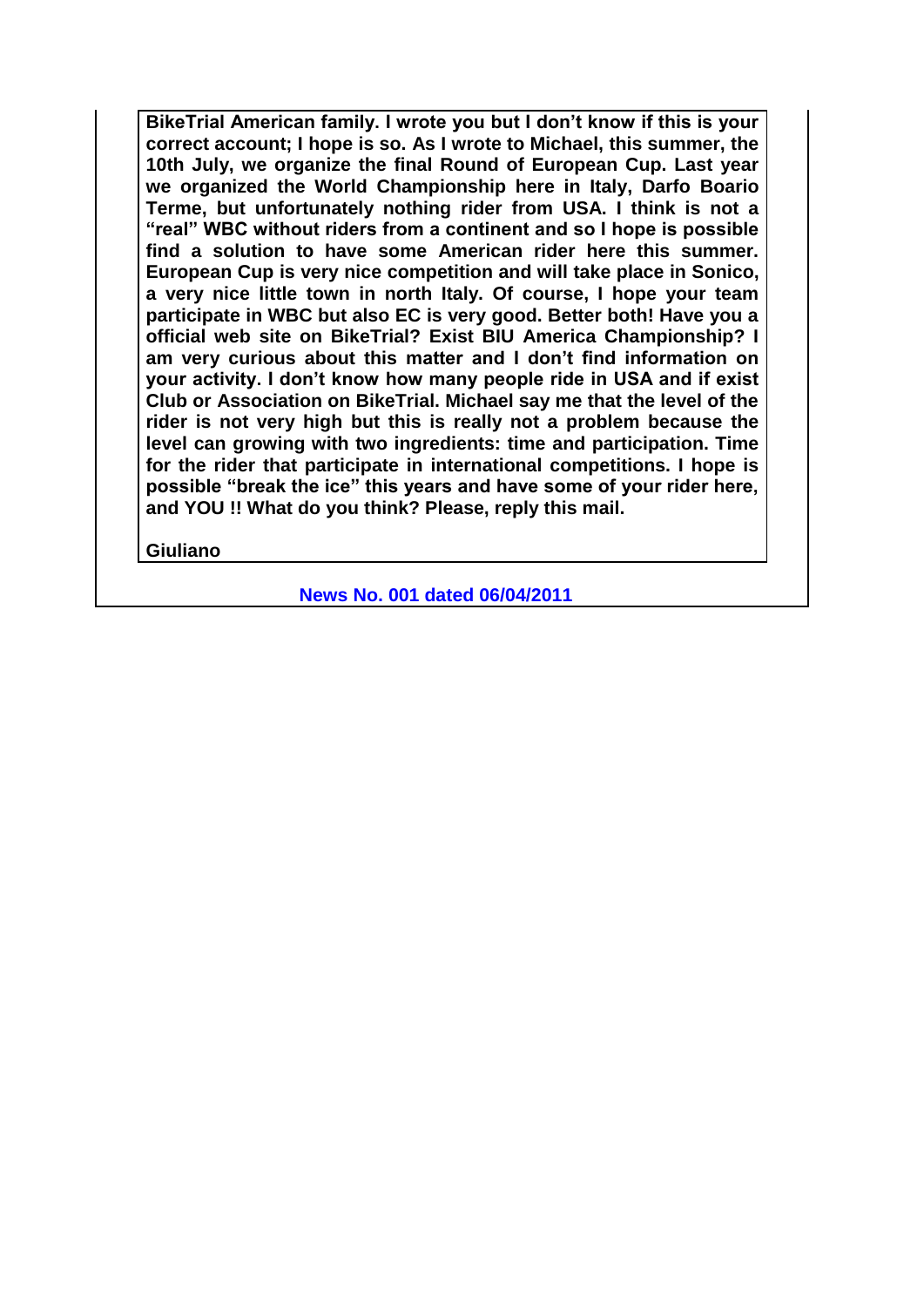**BikeTrial American family. I wrote you but I don't know if this is your correct account; I hope is so. As I wrote to Michael, this summer, the 10th July, we organize the final Round of European Cup. Last year we organized the World Championship here in Italy, Darfo Boario Terme, but unfortunately nothing rider from USA. I think is not a "real" WBC without riders from a continent and so I hope is possible find a solution to have some American rider here this summer. European Cup is very nice competition and will take place in Sonico, a very nice little town in north Italy. Of course, I hope your team participate in WBC but also EC is very good. Better both! Have you a official web site on BikeTrial? Exist BIU America Championship? I am very curious about this matter and I don't find information on your activity. I don't know how many people ride in USA and if exist Club or Association on BikeTrial. Michael say me that the level of the rider is not very high but this is really not a problem because the level can growing with two ingredients: time and participation. Time for the rider that participate in international competitions. I hope is possible "break the ice" this years and have some of your rider here, and YOU !! What do you think? Please, reply this mail.**

**Giuliano**

**News No. 001 dated 06/04/2011**